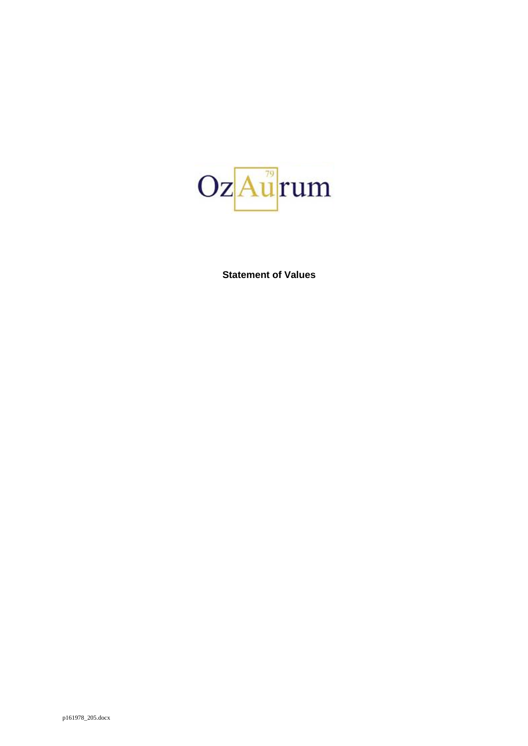OzAurum

**Statement of Values**

p161978_205.docx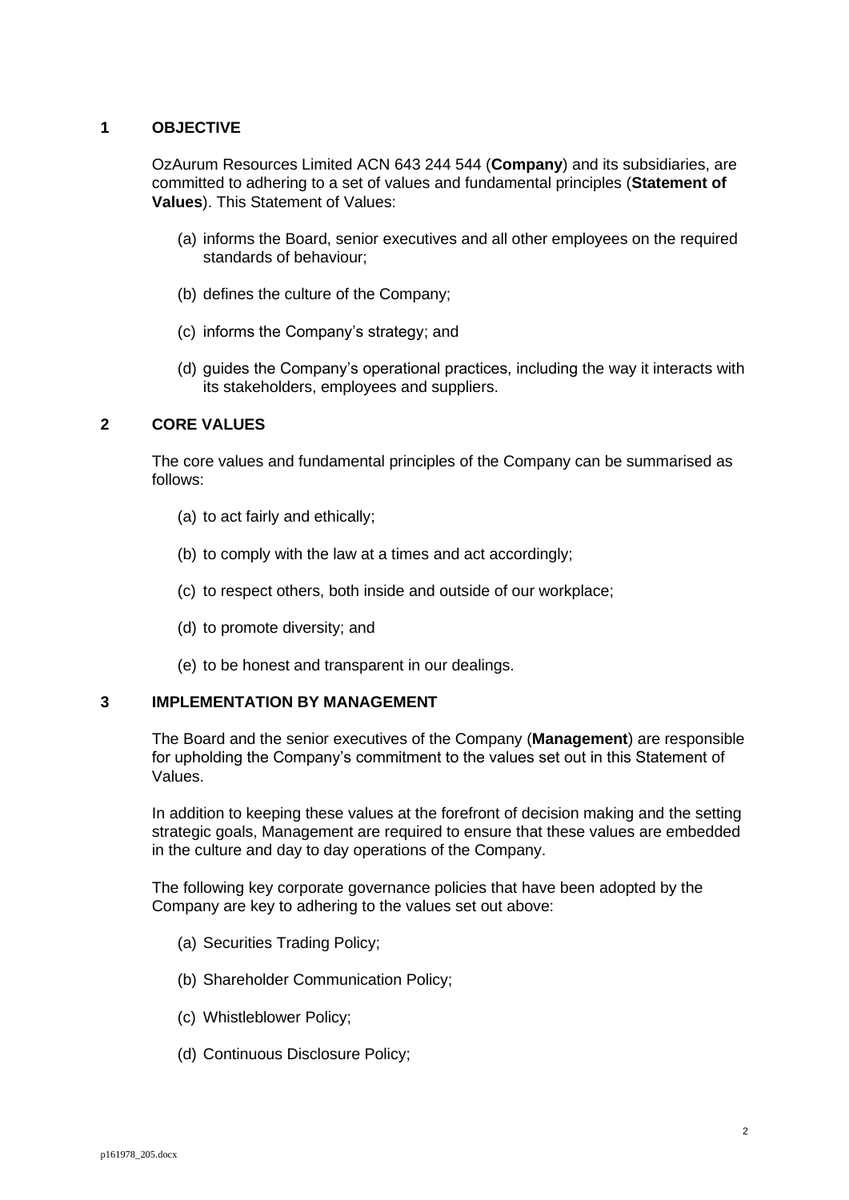## 1 OBJECTIVE

OzAurum Resources Limited ACN 643 244 544 (**Company**) and its subsidiaries, are committed to adhering to a set of values and fundamental principles (**Statement of Values**). This Statement of Values:

(a) informs the Board, senior executives and all other employees on the required standards of behaviour;

(b) defines the culture of the Company;

(c) informs the Company's strategy; and

(d) guides the Company's operational practices, including the way it interacts with its stakeholders, employees and suppliers.

## 2 CORE VALUES

The core values and fundamental principles of the Company can be summarised as follows:

(a) to act fairly and ethically;

(b) to comply with the law at a times and act accordingly;

(c) to respect others, both inside and outside of our workplace;

(d) to promote diversity; and

(e) to be honest and transparent in our dealings.

## 3 IMPLEMENTATION BY MANAGEMENT

The Board and the senior executives of the Company (**Management**) are responsible for upholding the Company's commitment to the values set out in this Statement of Values.

In addition to keeping these values at the forefront of decision making and the setting strategic goals, Management are required to ensure that these values are embedded in the culture and day to day operations of the Company.

The following key corporate governance policies that have been adopted by the Company are key to adhering to the values set out above:

(a) Securities Trading Policy;

(b) Shareholder Communication Policy;

(c) Whistleblower Policy;

(d) Continuous Disclosure Policy;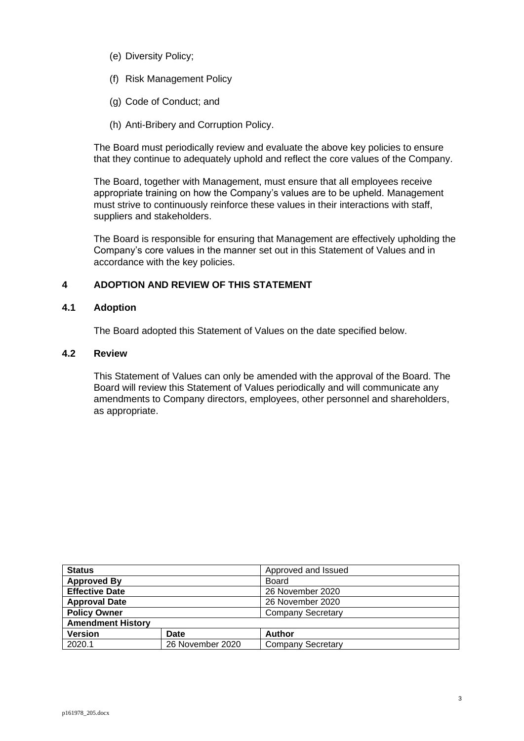(e) Diversity Policy;

(f) Risk Management Policy

(g) Code of Conduct; and

(h) Anti-Bribery and Corruption Policy.

The Board must periodically review and evaluate the above key policies to ensure that they continue to adequately uphold and reflect the core values of the Company.

The Board, together with Management, must ensure that all employees receive appropriate training on how the Company's values are to be upheld. Management must strive to continuously reinforce these values in their interactions with staff, suppliers and stakeholders.

The Board is responsible for ensuring that Management are effectively upholding the Company's core values in the manner set out in this Statement of Values and in accordance with the key policies.

## 4 ADOPTION AND REVIEW OF THIS STATEMENT

### 4.1 Adoption

The Board adopted this Statement of Values on the date specified below.

### 4.2 Review

This Statement of Values can only be amended with the approval of the Board. The Board will review this Statement of Values periodically and will communicate any amendments to Company directors, employees, other personnel and shareholders, as appropriate.

| | | |
|---|---|---|
| **Status** | | Approved and Issued |
| **Approved By** | | Board |
| **Effective Date** | | 26 November 2020 |
| **Approval Date** | | 26 November 2020 |
| **Policy Owner** | | Company Secretary |
| **Amendment History** | | |
| **Version** | **Date** | **Author** |
| 2020.1 | 26 November 2020 | Company Secretary |

p161978_205.docx